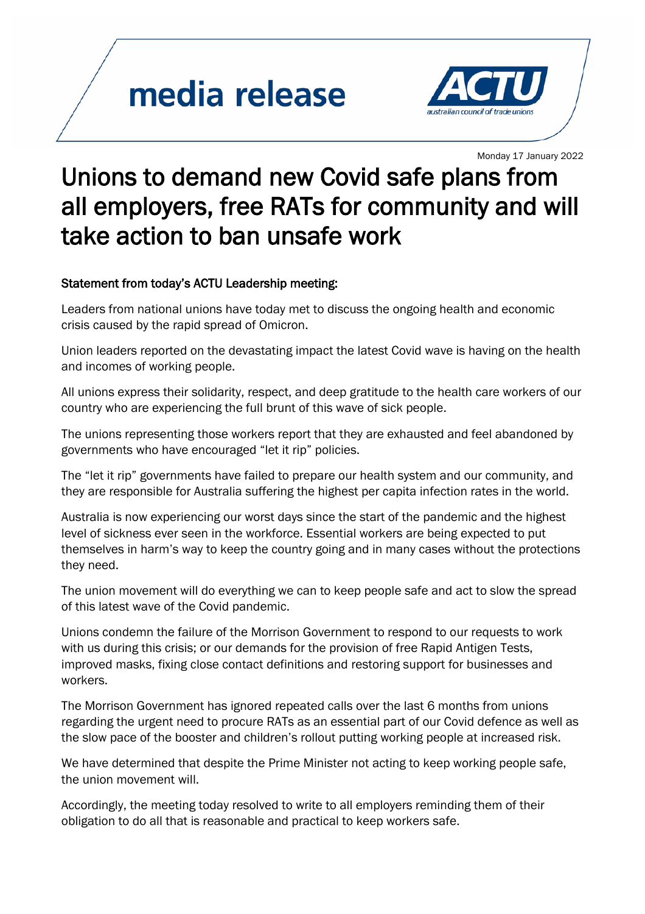media release

ACTU
australian council of trade unions

Monday 17 January 2022

# Unions to demand new Covid safe plans from all employers, free RATs for community and will take action to ban unsafe work

Statement from today's ACTU Leadership meeting:

Leaders from national unions have today met to discuss the ongoing health and economic crisis caused by the rapid spread of Omicron.

Union leaders reported on the devastating impact the latest Covid wave is having on the health and incomes of working people.

All unions express their solidarity, respect, and deep gratitude to the health care workers of our country who are experiencing the full brunt of this wave of sick people.

The unions representing those workers report that they are exhausted and feel abandoned by governments who have encouraged "let it rip" policies.

The "let it rip" governments have failed to prepare our health system and our community, and they are responsible for Australia suffering the highest per capita infection rates in the world.

Australia is now experiencing our worst days since the start of the pandemic and the highest level of sickness ever seen in the workforce. Essential workers are being expected to put themselves in harm's way to keep the country going and in many cases without the protections they need.

The union movement will do everything we can to keep people safe and act to slow the spread of this latest wave of the Covid pandemic.

Unions condemn the failure of the Morrison Government to respond to our requests to work with us during this crisis; or our demands for the provision of free Rapid Antigen Tests, improved masks, fixing close contact definitions and restoring support for businesses and workers.

The Morrison Government has ignored repeated calls over the last 6 months from unions regarding the urgent need to procure RATs as an essential part of our Covid defence as well as the slow pace of the booster and children's rollout putting working people at increased risk.

We have determined that despite the Prime Minister not acting to keep working people safe, the union movement will.

Accordingly, the meeting today resolved to write to all employers reminding them of their obligation to do all that is reasonable and practical to keep workers safe.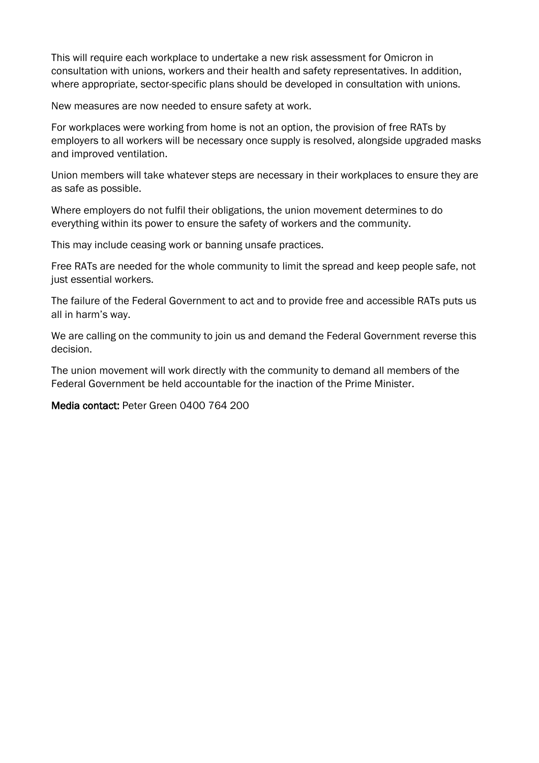This will require each workplace to undertake a new risk assessment for Omicron in consultation with unions, workers and their health and safety representatives. In addition, where appropriate, sector-specific plans should be developed in consultation with unions.

New measures are now needed to ensure safety at work.

For workplaces were working from home is not an option, the provision of free RATs by employers to all workers will be necessary once supply is resolved, alongside upgraded masks and improved ventilation.

Union members will take whatever steps are necessary in their workplaces to ensure they are as safe as possible.

Where employers do not fulfil their obligations, the union movement determines to do everything within its power to ensure the safety of workers and the community.

This may include ceasing work or banning unsafe practices.

Free RATs are needed for the whole community to limit the spread and keep people safe, not just essential workers.

The failure of the Federal Government to act and to provide free and accessible RATs puts us all in harm's way.

We are calling on the community to join us and demand the Federal Government reverse this decision.

The union movement will work directly with the community to demand all members of the Federal Government be held accountable for the inaction of the Prime Minister.

**Media contact:** Peter Green 0400 764 200